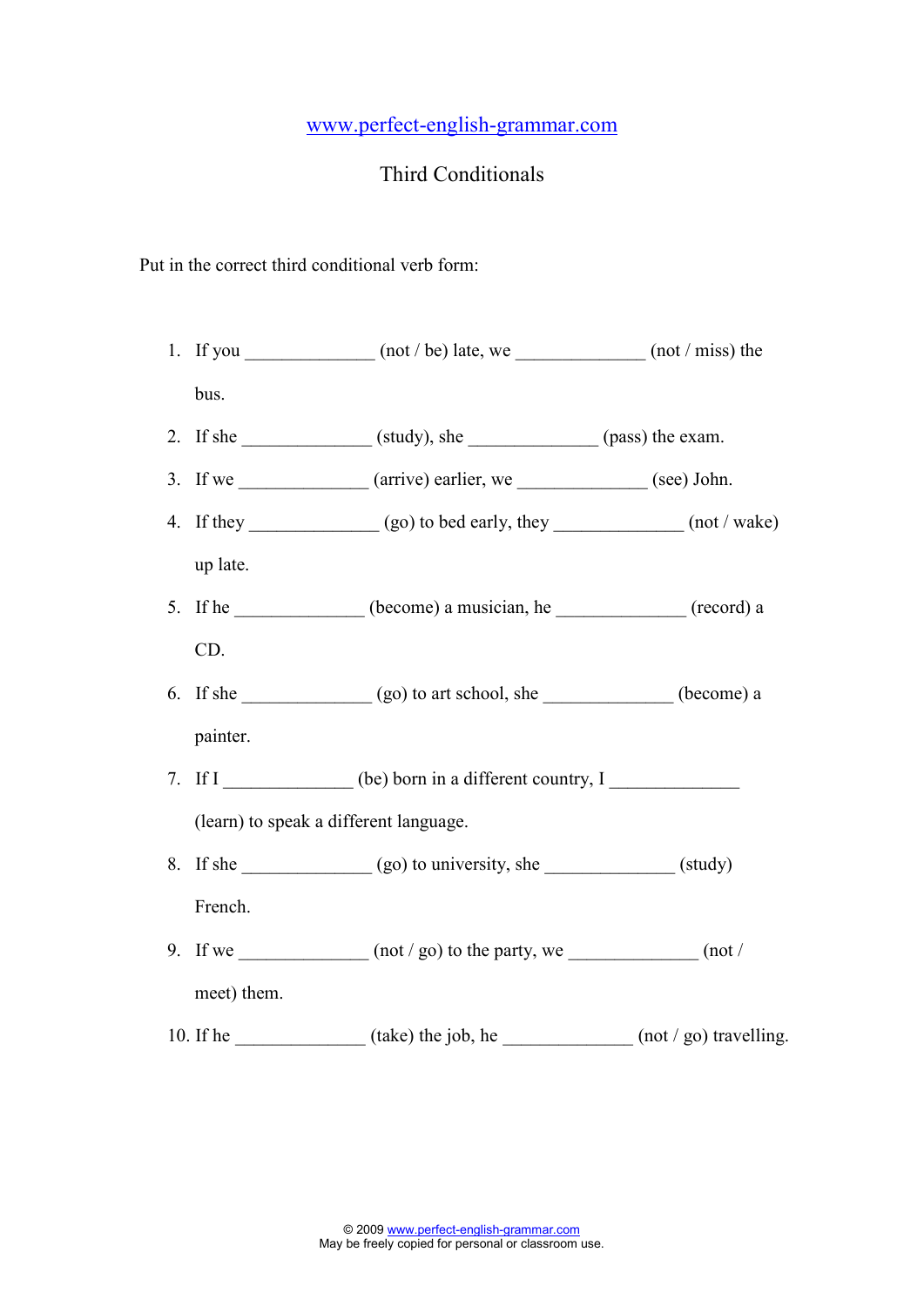www.perfect-english-grammar.com

# Third Conditionals

Put in the correct third conditional verb form:

1. If you ______________ (not / be) late, we ______________ (not / miss) the bus.
2. If she ______________ (study), she ______________ (pass) the exam.
3. If we ______________ (arrive) earlier, we ______________ (see) John.
4. If they ______________ (go) to bed early, they ______________ (not / wake) up late.
5. If he ______________ (become) a musician, he ______________ (record) a CD.
6. If she ______________ (go) to art school, she ______________ (become) a painter.
7. If I ______________ (be) born in a different country, I ______________ (learn) to speak a different language.
8. If she ______________ (go) to university, she ______________ (study) French.
9. If we ______________ (not / go) to the party, we ______________ (not / meet) them.
10. If he ______________ (take) the job, he ______________ (not / go) travelling.

© 2009 www.perfect-english-grammar.com
May be freely copied for personal or classroom use.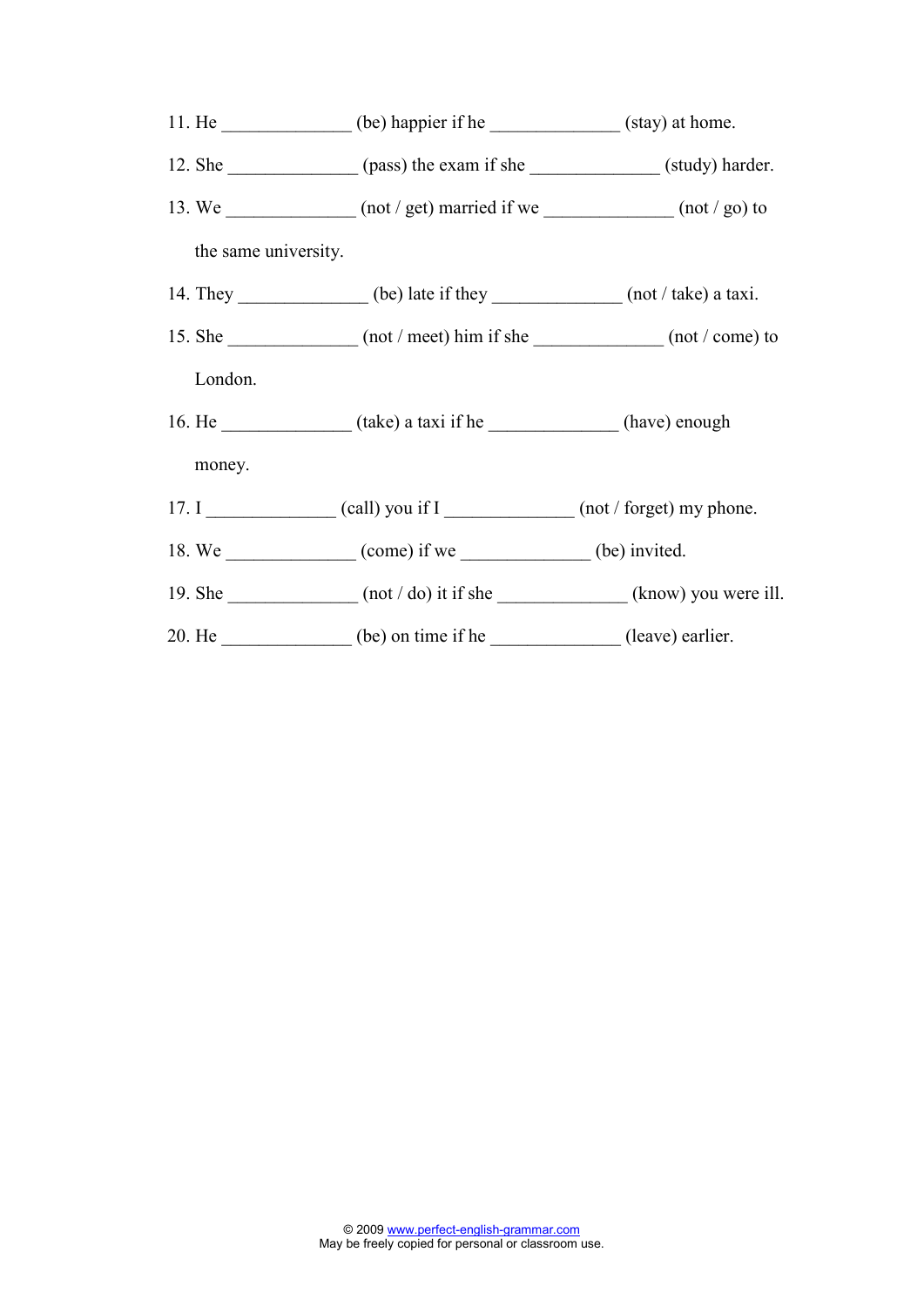11. He ______________ (be) happier if he ______________ (stay) at home.
12. She ______________ (pass) the exam if she ______________ (study) harder.
13. We ______________ (not / get) married if we ______________ (not / go) to the same university.
14. They ______________ (be) late if they ______________ (not / take) a taxi.
15. She ______________ (not / meet) him if she ______________ (not / come) to London.
16. He ______________ (take) a taxi if he ______________ (have) enough money.
17. I ______________ (call) you if I ______________ (not / forget) my phone.
18. We ______________ (come) if we ______________ (be) invited.
19. She ______________ (not / do) it if she ______________ (know) you were ill.
20. He ______________ (be) on time if he ______________ (leave) earlier.

© 2009 www.perfect-english-grammar.com
May be freely copied for personal or classroom use.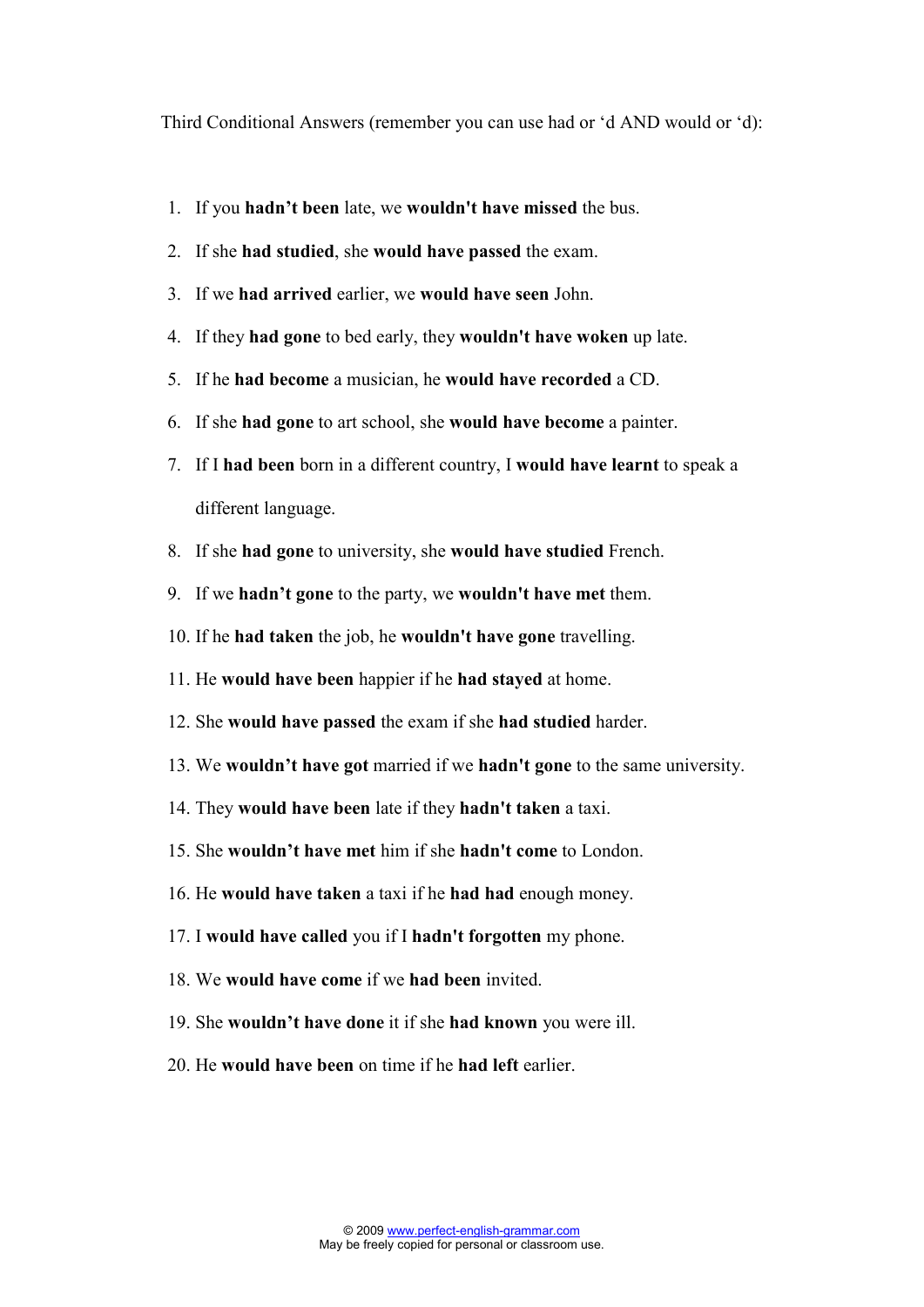Third Conditional Answers (remember you can use had or 'd AND would or 'd):

1. If you **hadn't been** late, we **wouldn't have missed** the bus.
2. If she **had studied**, she **would have passed** the exam.
3. If we **had arrived** earlier, we **would have seen** John.
4. If they **had gone** to bed early, they **wouldn't have woken** up late.
5. If he **had become** a musician, he **would have recorded** a CD.
6. If she **had gone** to art school, she **would have become** a painter.
7. If I **had been** born in a different country, I **would have learnt** to speak a different language.
8. If she **had gone** to university, she **would have studied** French.
9. If we **hadn't gone** to the party, we **wouldn't have met** them.
10. If he **had taken** the job, he **wouldn't have gone** travelling.
11. He **would have been** happier if he **had stayed** at home.
12. She **would have passed** the exam if she **had studied** harder.
13. We **wouldn't have got** married if we **hadn't gone** to the same university.
14. They **would have been** late if they **hadn't taken** a taxi.
15. She **wouldn't have met** him if she **hadn't come** to London.
16. He **would have taken** a taxi if he **had had** enough money.
17. I **would have called** you if I **hadn't forgotten** my phone.
18. We **would have come** if we **had been** invited.
19. She **wouldn't have done** it if she **had known** you were ill.
20. He **would have been** on time if he **had left** earlier.

© 2009 www.perfect-english-grammar.com
May be freely copied for personal or classroom use.